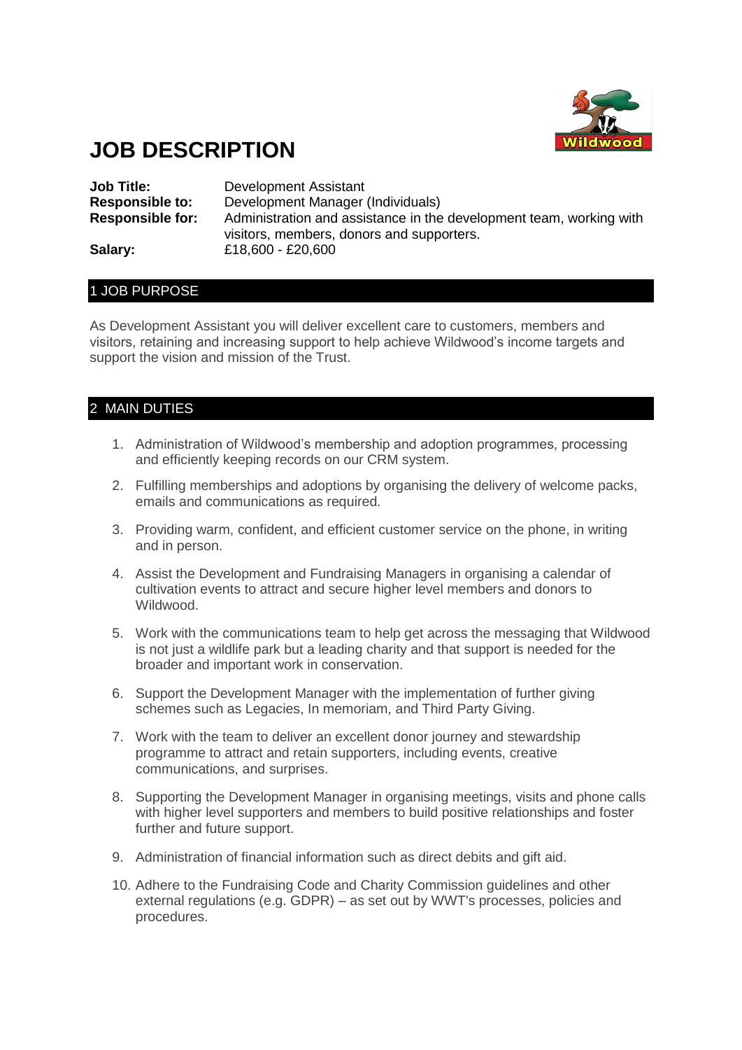# JOB DESCRIPTION

| | |
|---|---|
| **Job Title:** | Development Assistant |
| **Responsible to:** | Development Manager (Individuals) |
| **Responsible for:** | Administration and assistance in the development team, working with visitors, members, donors and supporters. |
| **Salary:** | £18,600 - £20,600 |

## 1 JOB PURPOSE

As Development Assistant you will deliver excellent care to customers, members and visitors, retaining and increasing support to help achieve Wildwood's income targets and support the vision and mission of the Trust.

## 2 MAIN DUTIES

1. Administration of Wildwood's membership and adoption programmes, processing and efficiently keeping records on our CRM system.
2. Fulfilling memberships and adoptions by organising the delivery of welcome packs, emails and communications as required.
3. Providing warm, confident, and efficient customer service on the phone, in writing and in person.
4. Assist the Development and Fundraising Managers in organising a calendar of cultivation events to attract and secure higher level members and donors to Wildwood.
5. Work with the communications team to help get across the messaging that Wildwood is not just a wildlife park but a leading charity and that support is needed for the broader and important work in conservation.
6. Support the Development Manager with the implementation of further giving schemes such as Legacies, In memoriam, and Third Party Giving.
7. Work with the team to deliver an excellent donor journey and stewardship programme to attract and retain supporters, including events, creative communications, and surprises.
8. Supporting the Development Manager in organising meetings, visits and phone calls with higher level supporters and members to build positive relationships and foster further and future support.
9. Administration of financial information such as direct debits and gift aid.
10. Adhere to the Fundraising Code and Charity Commission guidelines and other external regulations (e.g. GDPR) – as set out by WWT's processes, policies and procedures.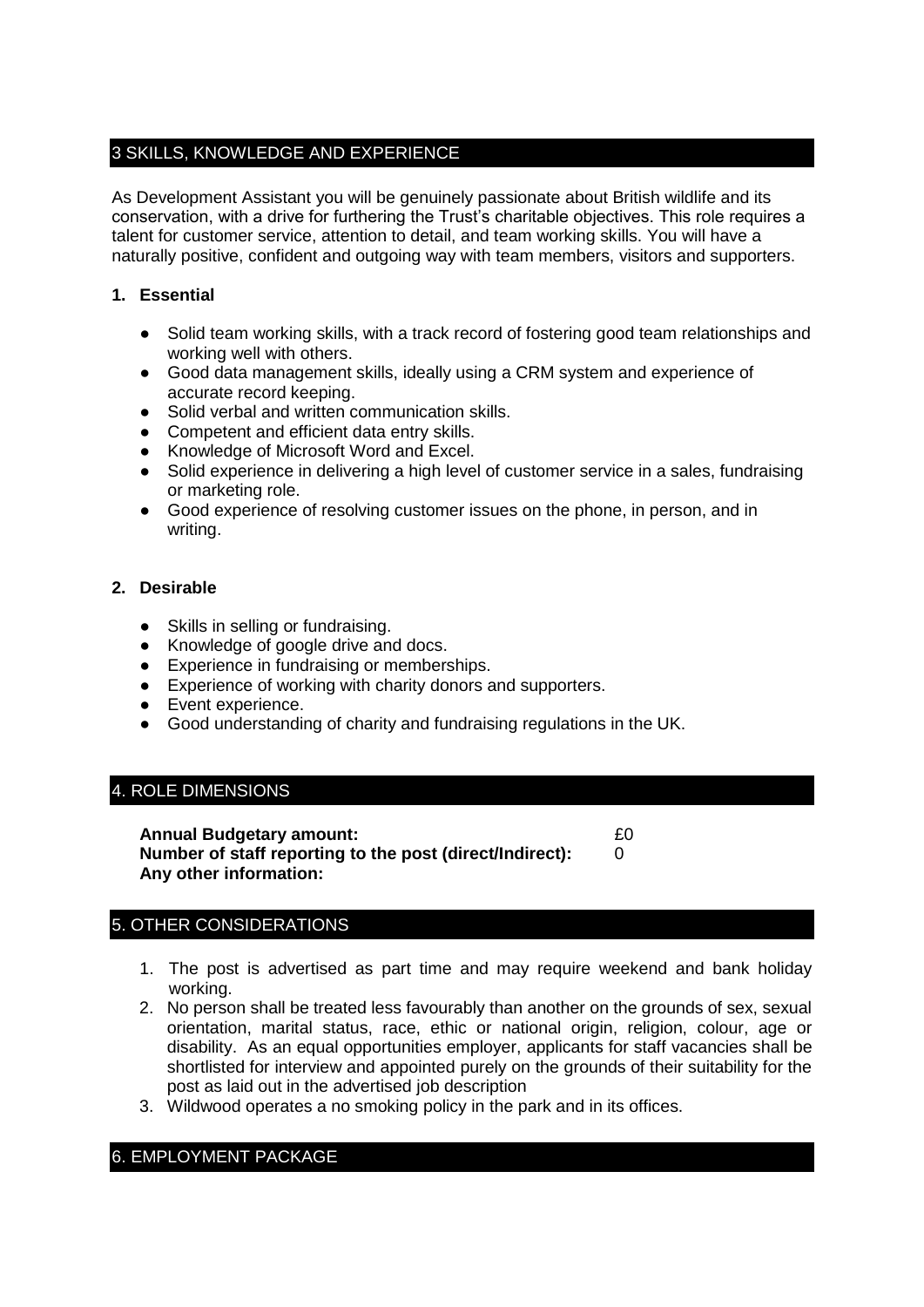## 3 SKILLS, KNOWLEDGE AND EXPERIENCE

As Development Assistant you will be genuinely passionate about British wildlife and its conservation, with a drive for furthering the Trust's charitable objectives. This role requires a talent for customer service, attention to detail, and team working skills. You will have a naturally positive, confident and outgoing way with team members, visitors and supporters.

**1. Essential**

- Solid team working skills, with a track record of fostering good team relationships and working well with others.
- Good data management skills, ideally using a CRM system and experience of accurate record keeping.
- Solid verbal and written communication skills.
- Competent and efficient data entry skills.
- Knowledge of Microsoft Word and Excel.
- Solid experience in delivering a high level of customer service in a sales, fundraising or marketing role.
- Good experience of resolving customer issues on the phone, in person, and in writing.

**2. Desirable**

- Skills in selling or fundraising.
- Knowledge of google drive and docs.
- Experience in fundraising or memberships.
- Experience of working with charity donors and supporters.
- Event experience.
- Good understanding of charity and fundraising regulations in the UK.

## 4. ROLE DIMENSIONS

**Annual Budgetary amount:** £0
**Number of staff reporting to the post (direct/Indirect):** 0
**Any other information:**

## 5. OTHER CONSIDERATIONS

1. The post is advertised as part time and may require weekend and bank holiday working.
2. No person shall be treated less favourably than another on the grounds of sex, sexual orientation, marital status, race, ethic or national origin, religion, colour, age or disability. As an equal opportunities employer, applicants for staff vacancies shall be shortlisted for interview and appointed purely on the grounds of their suitability for the post as laid out in the advertised job description
3. Wildwood operates a no smoking policy in the park and in its offices.

## 6. EMPLOYMENT PACKAGE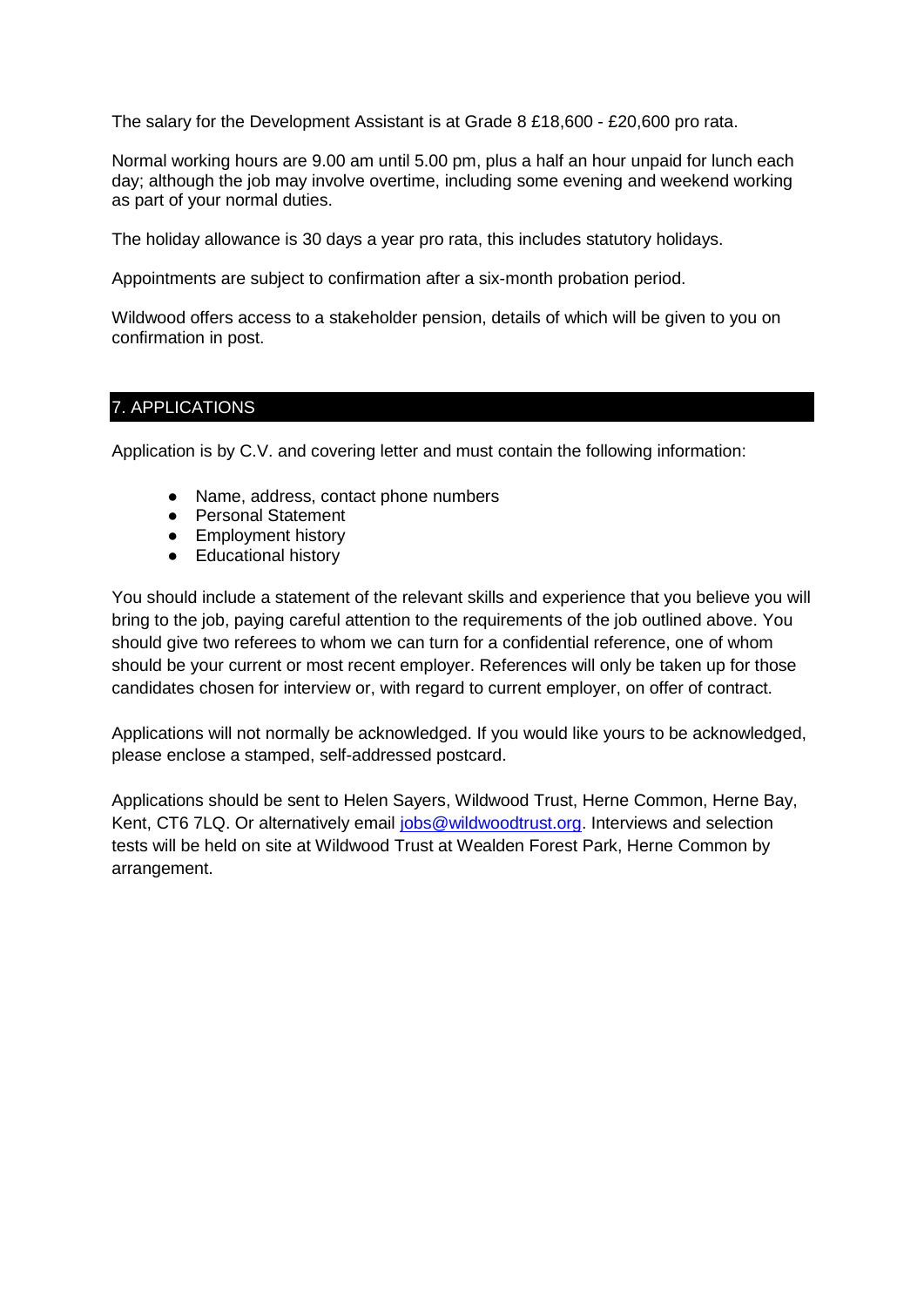The salary for the Development Assistant is at Grade 8 £18,600 - £20,600 pro rata.

Normal working hours are 9.00 am until 5.00 pm, plus a half an hour unpaid for lunch each day; although the job may involve overtime, including some evening and weekend working as part of your normal duties.

The holiday allowance is 30 days a year pro rata, this includes statutory holidays.

Appointments are subject to confirmation after a six-month probation period.

Wildwood offers access to a stakeholder pension, details of which will be given to you on confirmation in post.

## 7. APPLICATIONS

Application is by C.V. and covering letter and must contain the following information:

- Name, address, contact phone numbers
- Personal Statement
- Employment history
- Educational history

You should include a statement of the relevant skills and experience that you believe you will bring to the job, paying careful attention to the requirements of the job outlined above. You should give two referees to whom we can turn for a confidential reference, one of whom should be your current or most recent employer. References will only be taken up for those candidates chosen for interview or, with regard to current employer, on offer of contract.

Applications will not normally be acknowledged. If you would like yours to be acknowledged, please enclose a stamped, self-addressed postcard.

Applications should be sent to Helen Sayers, Wildwood Trust, Herne Common, Herne Bay, Kent, CT6 7LQ. Or alternatively email jobs@wildwoodtrust.org. Interviews and selection tests will be held on site at Wildwood Trust at Wealden Forest Park, Herne Common by arrangement.